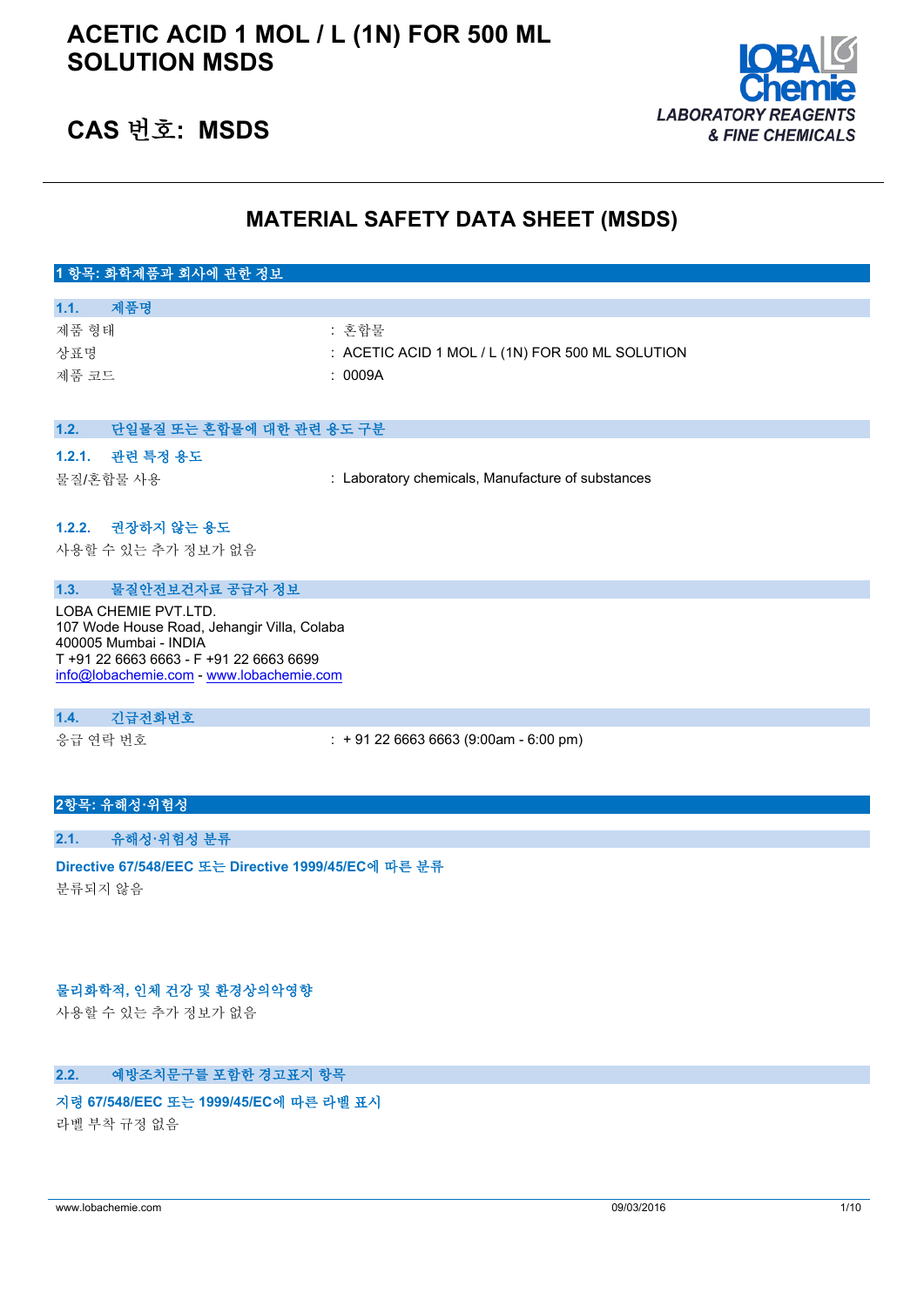# ACETIC ACID 1 MOL / L (1N) FOR 500 ML SOLUTION MSDS

## CAS 번호: MSDS

LOBA Chemie
LABORATORY REAGENTS & FINE CHEMICALS

# MATERIAL SAFETY DATA SHEET (MSDS)

## 1 항목: 화학제품과 회사에 관한 정보

### 1.1. 제품명

제품 형태 : 혼합물
상표명 : ACETIC ACID 1 MOL / L (1N) FOR 500 ML SOLUTION
제품 코드 : 0009A

### 1.2. 단일물질 또는 혼합물에 대한 관련 용도 구분

#### 1.2.1. 관련 특정 용도

물질/혼합물 사용 : Laboratory chemicals, Manufacture of substances

#### 1.2.2. 권장하지 않는 용도

사용할 수 있는 추가 정보가 없음

### 1.3. 물질안전보건자료 공급자 정보

LOBA CHEMIE PVT.LTD.
107 Wode House Road, Jehangir Villa, Colaba
400005 Mumbai - INDIA
T +91 22 6663 6663 - F +91 22 6663 6699
info@lobachemie.com - www.lobachemie.com

### 1.4. 긴급전화번호

응급 연락 번호 : + 91 22 6663 6663 (9:00am - 6:00 pm)

## 2항목: 유해성·위험성

### 2.1. 유해성·위험성 분류

**Directive 67/548/EEC 또는 Directive 1999/45/EC에 따른 분류**

분류되지 않음

**물리화학적, 인체 건강 및 환경상의악영향**

사용할 수 있는 추가 정보가 없음

### 2.2. 예방조치문구를 포함한 경고표지 항목

**지령 67/548/EEC 또는 1999/45/EC에 따른 라벨 표시**

라벨 부착 규정 없음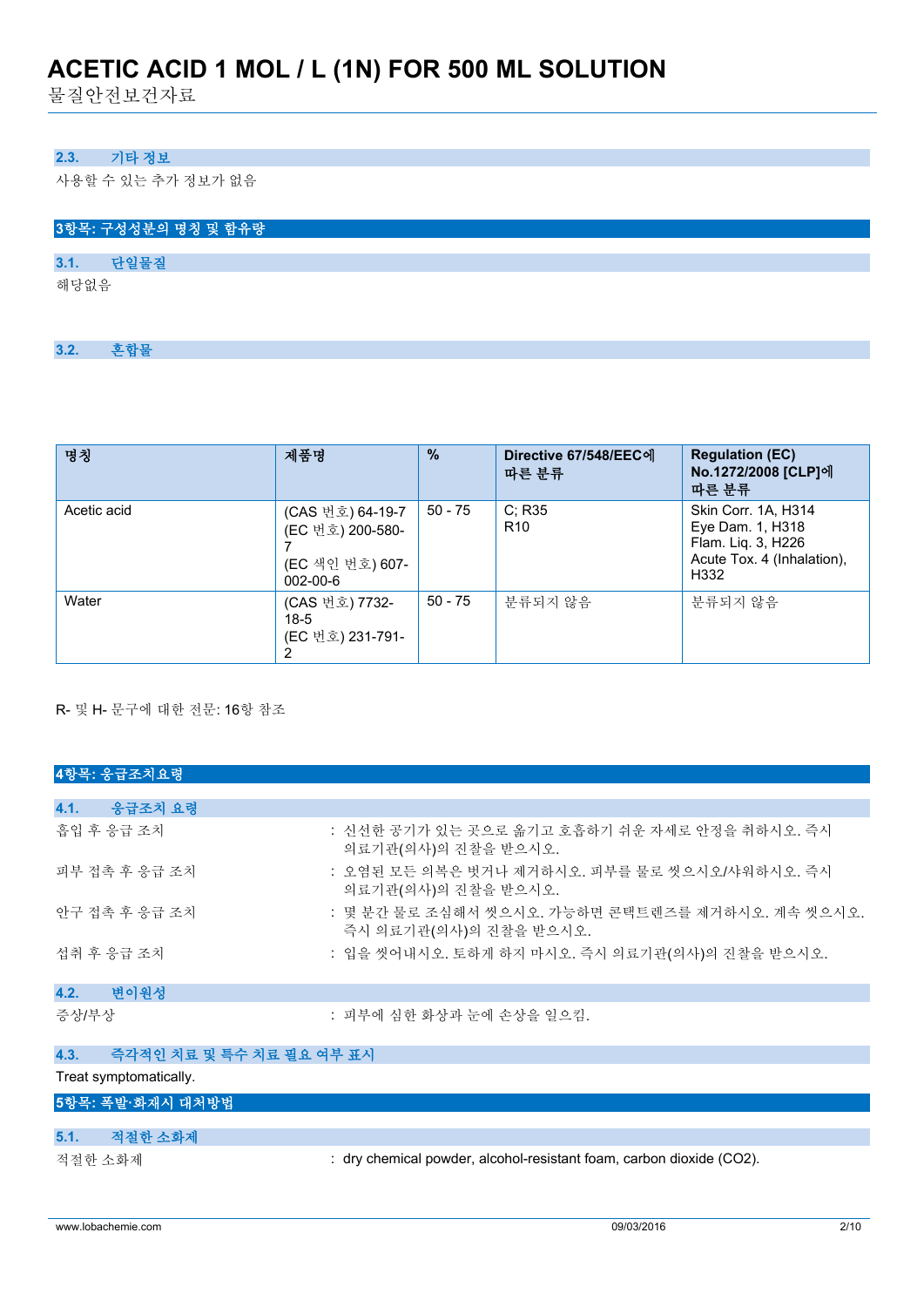### 2.3. 기타 정보

사용할 수 있는 추가 정보가 없음

## 3항목: 구성성분의 명칭 및 함유량

### 3.1. 단일물질

해당없음

### 3.2. 혼합물

| 명칭 | 제품명 | % | Directive 67/548/EEC에 따른 분류 | Regulation (EC) No.1272/2008 [CLP]에 따른 분류 |
|---|---|---|---|---|
| Acetic acid | (CAS 번호) 64-19-7<br>(EC 번호) 200-580-7<br>(EC 색인 번호) 607-002-00-6 | 50 - 75 | C; R35<br>R10 | Skin Corr. 1A, H314<br>Eye Dam. 1, H318<br>Flam. Liq. 3, H226<br>Acute Tox. 4 (Inhalation), H332 |
| Water | (CAS 번호) 7732-18-5<br>(EC 번호) 231-791-2 | 50 - 75 | 분류되지 않음 | 분류되지 않음 |

R- 및 H- 문구에 대한 전문: 16항 참조

## 4항목: 응급조치요령

### 4.1. 응급조치 요령

흡입 후 응급 조치 : 신선한 공기가 있는 곳으로 옮기고 호흡하기 쉬운 자세로 안정을 취하시오. 즉시 의료기관(의사)의 진찰을 받으시오.

피부 접촉 후 응급 조치 : 오염된 모든 의복은 벗거나 제거하시오. 피부를 물로 씻으시오/샤워하시오. 즉시 의료기관(의사)의 진찰을 받으시오.

안구 접촉 후 응급 조치 : 몇 분간 물로 조심해서 씻으시오. 가능하면 콘택트렌즈를 제거하시오. 계속 씻으시오. 즉시 의료기관(의사)의 진찰을 받으시오.

섭취 후 응급 조치 : 입을 씻어내시오. 토하게 하지 마시오. 즉시 의료기관(의사)의 진찰을 받으시오.

### 4.2. 변이원성

증상/부상 : 피부에 심한 화상과 눈에 손상을 일으킴.

### 4.3. 즉각적인 치료 및 특수 치료 필요 여부 표시

Treat symptomatically.

## 5항목: 폭발·화재시 대처방법

### 5.1. 적절한 소화제

적절한 소화제 : dry chemical powder, alcohol-resistant foam, carbon dioxide ($CO_2$).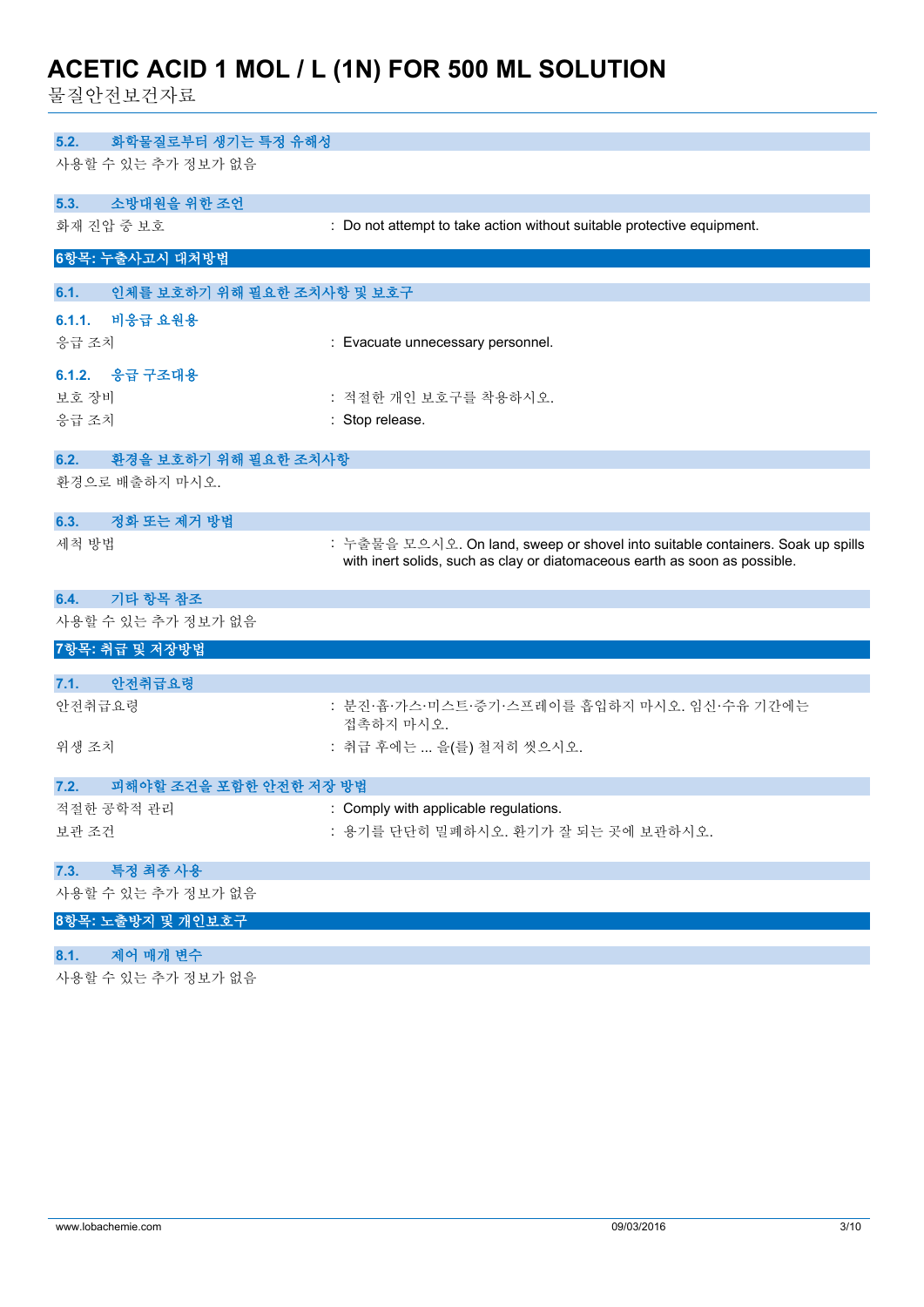### 5.2. 화학물질로부터 생기는 특정 유해성

사용할 수 있는 추가 정보가 없음

### 5.3. 소방대원을 위한 조언

화재 진압 중 보호 : Do not attempt to take action without suitable protective equipment.

## 6항목: 누출사고시 대처방법

### 6.1. 인체를 보호하기 위해 필요한 조치사항 및 보호구

#### 6.1.1. 비응급 요원용

응급 조치 : Evacuate unnecessary personnel.

#### 6.1.2. 응급 구조대용

보호 장비 : 적절한 개인 보호구를 착용하시오.

응급 조치 : Stop release.

### 6.2. 환경을 보호하기 위해 필요한 조치사항

환경으로 배출하지 마시오.

### 6.3. 정화 또는 제거 방법

세척 방법 : 누출물을 모으시오. On land, sweep or shovel into suitable containers. Soak up spills with inert solids, such as clay or diatomaceous earth as soon as possible.

### 6.4. 기타 항목 참조

사용할 수 있는 추가 정보가 없음

## 7항목: 취급 및 저장방법

### 7.1. 안전취급요령

안전취급요령 : 분진·흄·가스·미스트·증기·스프레이를 흡입하지 마시오. 임신·수유 기간에는 접촉하지 마시오.

위생 조치 : 취급 후에는 ... 을(를) 철저히 씻으시오.

### 7.2. 피해야할 조건을 포함한 안전한 저장 방법

적절한 공학적 관리 : Comply with applicable regulations.

보관 조건 : 용기를 단단히 밀폐하시오. 환기가 잘 되는 곳에 보관하시오.

### 7.3. 특정 최종 사용

사용할 수 있는 추가 정보가 없음

## 8항목: 노출방지 및 개인보호구

### 8.1. 제어 매개 변수

사용할 수 있는 추가 정보가 없음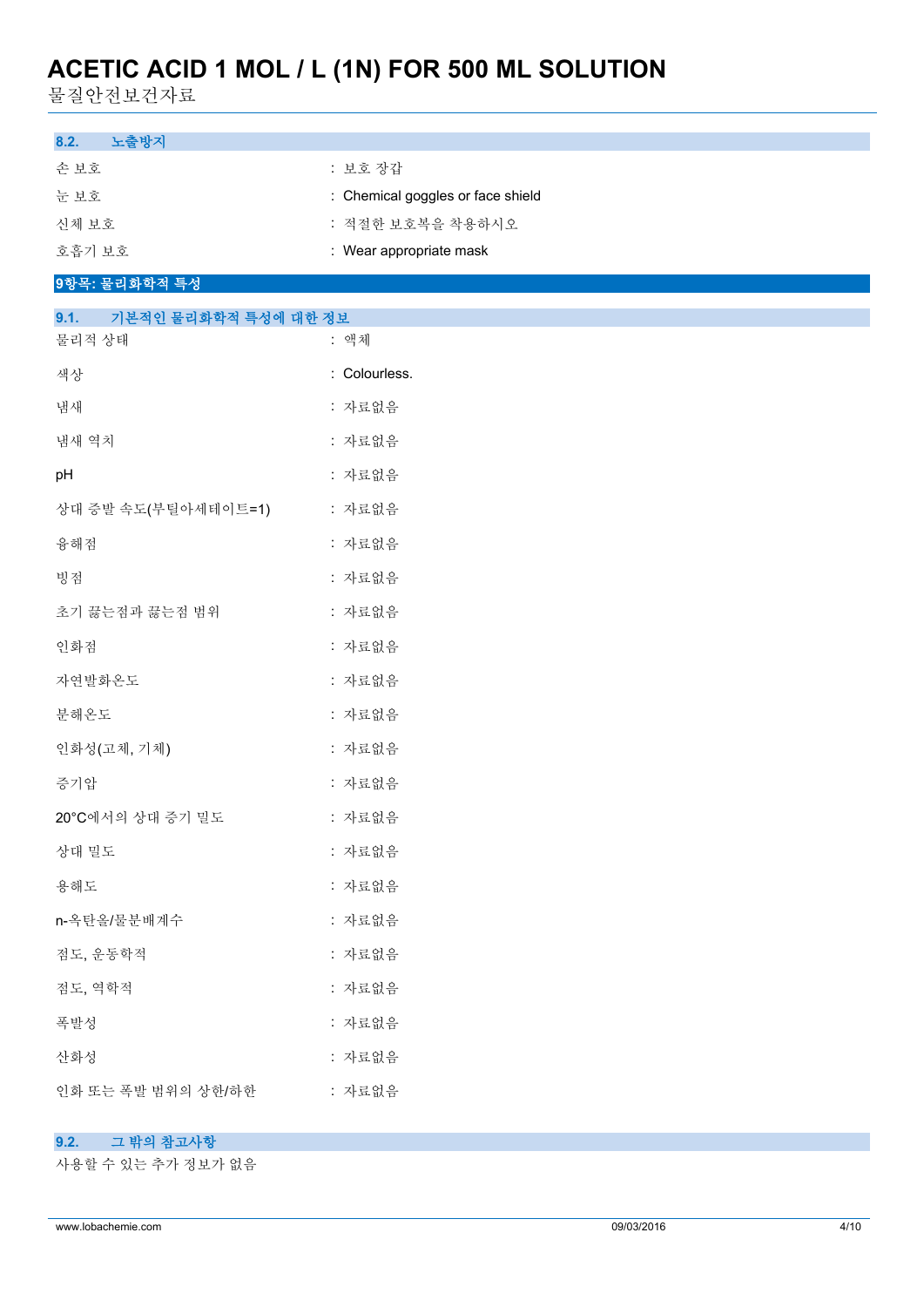### 8.2. 노출방지

| | |
|---|---|
| 손 보호 | : 보호 장갑 |
| 눈 보호 | : Chemical goggles or face shield |
| 신체 보호 | : 적절한 보호복을 착용하시오 |
| 호흡기 보호 | : Wear appropriate mask |

## 9항목: 물리화학적 특성

### 9.1. 기본적인 물리화학적 특성에 대한 정보

| | |
|---|---|
| 물리적 상태 | : 액체 |
| 색상 | : Colourless. |
| 냄새 | : 자료없음 |
| 냄새 역치 | : 자료없음 |
| pH | : 자료없음 |
| 상대 증발 속도(부틸아세테이트=1) | : 자료없음 |
| 융해점 | : 자료없음 |
| 빙점 | : 자료없음 |
| 초기 끓는점과 끓는점 범위 | : 자료없음 |
| 인화점 | : 자료없음 |
| 자연발화온도 | : 자료없음 |
| 분해온도 | : 자료없음 |
| 인화성(고체, 기체) | : 자료없음 |
| 증기압 | : 자료없음 |
| 20°C에서의 상대 증기 밀도 | : 자료없음 |
| 상대 밀도 | : 자료없음 |
| 용해도 | : 자료없음 |
| n-옥탄올/물분배계수 | : 자료없음 |
| 점도, 운동학적 | : 자료없음 |
| 점도, 역학적 | : 자료없음 |
| 폭발성 | : 자료없음 |
| 산화성 | : 자료없음 |
| 인화 또는 폭발 범위의 상한/하한 | : 자료없음 |

### 9.2. 그 밖의 참고사항

사용할 수 있는 추가 정보가 없음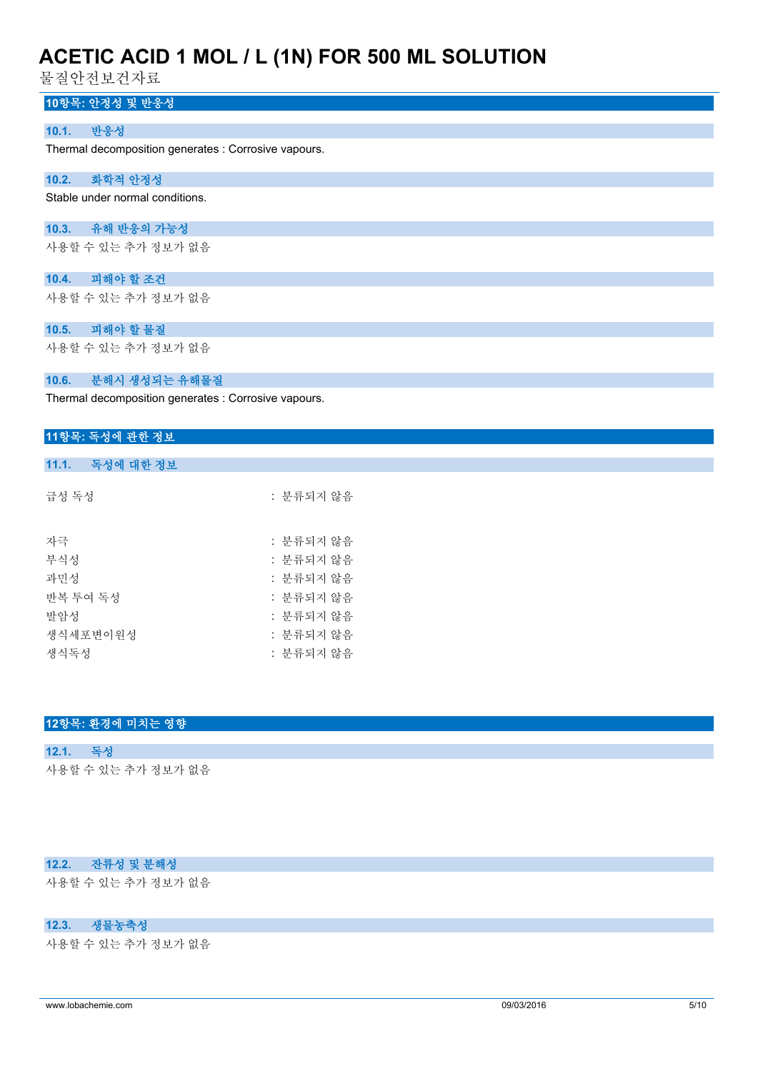## 10항목: 안정성 및 반응성

### 10.1. 반응성

Thermal decomposition generates : Corrosive vapours.

### 10.2. 화학적 안정성

Stable under normal conditions.

### 10.3. 유해 반응의 가능성

사용할 수 있는 추가 정보가 없음

### 10.4. 피해야 할 조건

사용할 수 있는 추가 정보가 없음

### 10.5. 피해야 할 물질

사용할 수 있는 추가 정보가 없음

### 10.6. 분해시 생성되는 유해물질

Thermal decomposition generates : Corrosive vapours.

## 11항목: 독성에 관한 정보

### 11.1. 독성에 대한 정보

급성 독성 : 분류되지 않음

자극 : 분류되지 않음

부식성 : 분류되지 않음

과민성 : 분류되지 않음

반복 투여 독성 : 분류되지 않음

발암성 : 분류되지 않음

생식세포변이원성 : 분류되지 않음

생식독성 : 분류되지 않음

## 12항목: 환경에 미치는 영향

### 12.1. 독성

사용할 수 있는 추가 정보가 없음

### 12.2. 잔류성 및 분해성

사용할 수 있는 추가 정보가 없음

### 12.3. 생물농축성

사용할 수 있는 추가 정보가 없음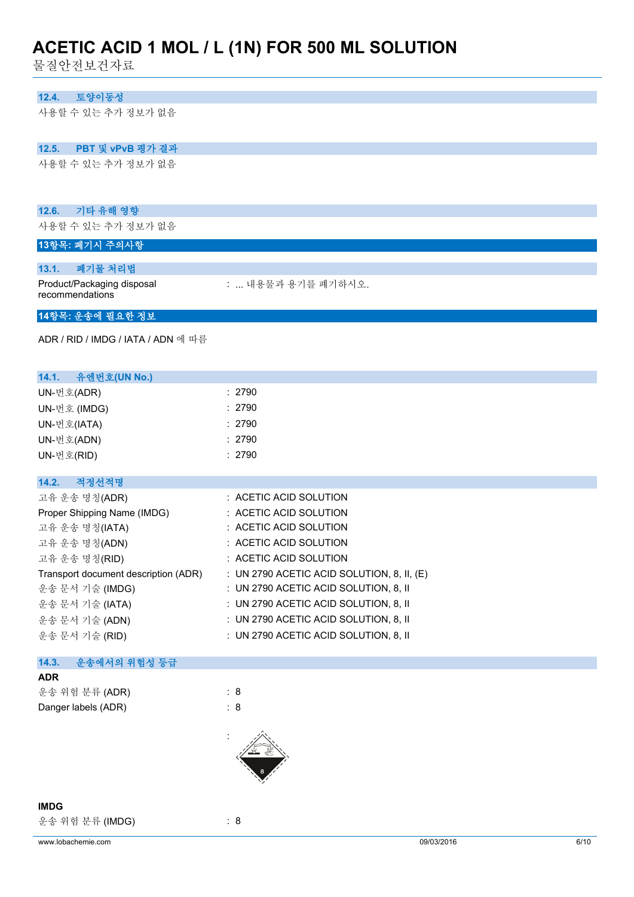### 12.4. 토양이동성

사용할 수 있는 추가 정보가 없음

### 12.5. PBT 및 vPvB 평가 결과

사용할 수 있는 추가 정보가 없음

### 12.6. 기타 유해 영향

사용할 수 있는 추가 정보가 없음

## 13항목: 폐기시 주의사항

### 13.1. 폐기물 처리법

| | |
|---|---|
| Product/Packaging disposal recommendations | : ... 내용물과 용기를 폐기하시오. |

## 14항목: 운송에 필요한 정보

ADR / RID / IMDG / IATA / ADN 에 따름

### 14.1. 유엔번호(UN No.)

| | |
|---|---|
| UN-번호(ADR) | : 2790 |
| UN-번호 (IMDG) | : 2790 |
| UN-번호(IATA) | : 2790 |
| UN-번호(ADN) | : 2790 |
| UN-번호(RID) | : 2790 |

### 14.2. 적정선적명

| | |
|---|---|
| 고유 운송 명칭(ADR) | : ACETIC ACID SOLUTION |
| Proper Shipping Name (IMDG) | : ACETIC ACID SOLUTION |
| 고유 운송 명칭(IATA) | : ACETIC ACID SOLUTION |
| 고유 운송 명칭(ADN) | : ACETIC ACID SOLUTION |
| 고유 운송 명칭(RID) | : ACETIC ACID SOLUTION |
| Transport document description (ADR) | : UN 2790 ACETIC ACID SOLUTION, 8, II, (E) |
| 운송 문서 기술 (IMDG) | : UN 2790 ACETIC ACID SOLUTION, 8, II |
| 운송 문서 기술 (IATA) | : UN 2790 ACETIC ACID SOLUTION, 8, II |
| 운송 문서 기술 (ADN) | : UN 2790 ACETIC ACID SOLUTION, 8, II |
| 운송 문서 기술 (RID) | : UN 2790 ACETIC ACID SOLUTION, 8, II |

### 14.3. 운송에서의 위험성 등급

**ADR**

| | |
|---|---|
| 운송 위험 분류 (ADR) | : 8 |
| Danger labels (ADR) | : 8 |

:

**IMDG**

| | |
|---|---|
| 운송 위험 분류 (IMDG) | : 8 |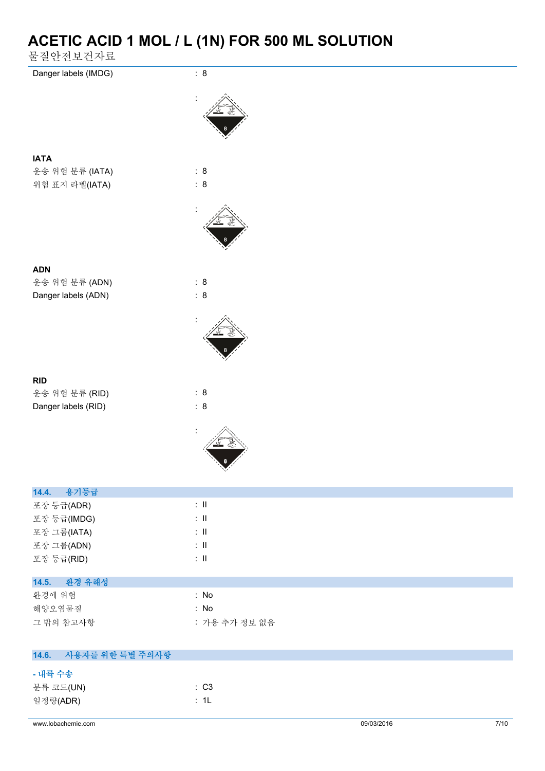Danger labels (IMDG) : 8

:

**IATA**

운송 위험 분류 (IATA) : 8

위험 표지 라벨(IATA) : 8

:

**ADN**

운송 위험 분류 (ADN) : 8

Danger labels (ADN) : 8

:

**RID**

운송 위험 분류 (RID) : 8

Danger labels (RID) : 8

:

## 14.4. 용기등급

포장 등급(ADR) : II

포장 등급(IMDG) : II

포장 그룹(IATA) : II

포장 그룹(ADN) : II

포장 등급(RID) : II

## 14.5. 환경 유해성

환경에 위험 : No

해양오염물질 : No

그 밖의 참고사항 : 가용 추가 정보 없음

## 14.6. 사용자를 위한 특별 주의사항

**- 내륙 수송**

분류 코드(UN) : C3

일정량(ADR) : 1L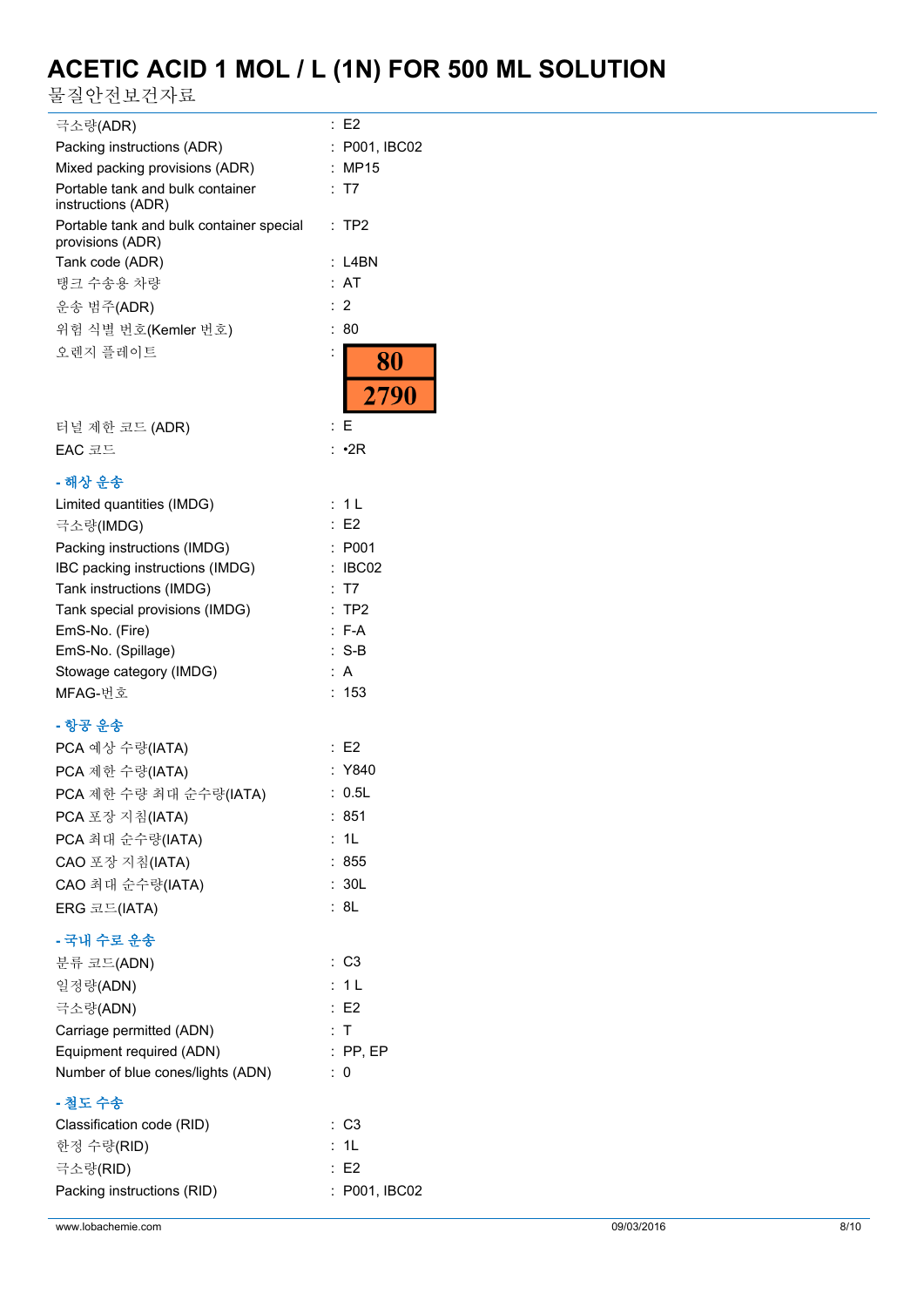| | | |
|---|---|---|
| 극소량(ADR) | : | E2 |
| Packing instructions (ADR) | : | P001, IBC02 |
| Mixed packing provisions (ADR) | : | MP15 |
| Portable tank and bulk container instructions (ADR) | : | T7 |
| Portable tank and bulk container special provisions (ADR) | : | TP2 |
| Tank code (ADR) | : | L4BN |
| 탱크 수송용 차량 | : | AT |
| 운송 범주(ADR) | : | 2 |
| 위험 식별 번호(Kemler 번호) | : | 80 |
| 오렌지 플레이트 | : | 80 / 2790 |
| 터널 제한 코드 (ADR) | : | E |
| EAC 코드 | : | •2R |

**- 해상 운송**

| | | |
|---|---|---|
| Limited quantities (IMDG) | : | 1 L |
| 극소량(IMDG) | : | E2 |
| Packing instructions (IMDG) | : | P001 |
| IBC packing instructions (IMDG) | : | IBC02 |
| Tank instructions (IMDG) | : | T7 |
| Tank special provisions (IMDG) | : | TP2 |
| EmS-No. (Fire) | : | F-A |
| EmS-No. (Spillage) | : | S-B |
| Stowage category (IMDG) | : | A |
| MFAG-번호 | : | 153 |

**- 항공 운송**

| | | |
|---|---|---|
| PCA 예상 수량(IATA) | : | E2 |
| PCA 제한 수량(IATA) | : | Y840 |
| PCA 제한 수량 최대 순수량(IATA) | : | 0.5L |
| PCA 포장 지침(IATA) | : | 851 |
| PCA 최대 순수량(IATA) | : | 1L |
| CAO 포장 지침(IATA) | : | 855 |
| CAO 최대 순수량(IATA) | : | 30L |
| ERG 코드(IATA) | : | 8L |

**- 국내 수로 운송**

| | | |
|---|---|---|
| 분류 코드(ADN) | : | C3 |
| 일정량(ADN) | : | 1 L |
| 극소량(ADN) | : | E2 |
| Carriage permitted (ADN) | : | T |
| Equipment required (ADN) | : | PP, EP |
| Number of blue cones/lights (ADN) | : | 0 |

**- 철도 수송**

| | | |
|---|---|---|
| Classification code (RID) | : | C3 |
| 한정 수량(RID) | : | 1L |
| 극소량(RID) | : | E2 |
| Packing instructions (RID) | : | P001, IBC02 |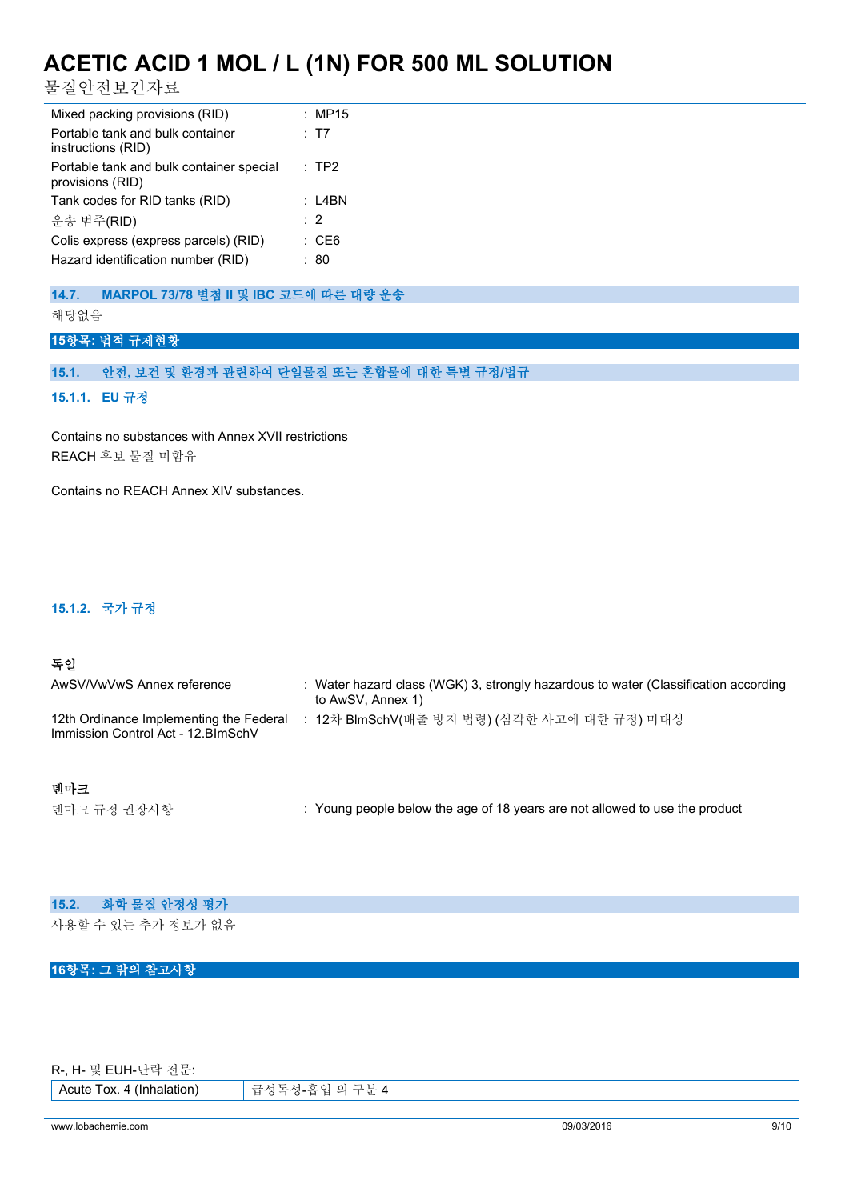| | |
|---|---|
| Mixed packing provisions (RID) | : MP15 |
| Portable tank and bulk container instructions (RID) | : T7 |
| Portable tank and bulk container special provisions (RID) | : TP2 |
| Tank codes for RID tanks (RID) | : L4BN |
| 운송 범주(RID) | : 2 |
| Colis express (express parcels) (RID) | : CE6 |
| Hazard identification number (RID) | : 80 |

### 14.7. MARPOL 73/78 별첨 II 및 IBC 코드에 따른 대량 운송

해당없음

## 15항목: 법적 규제현황

### 15.1. 안전, 보건 및 환경과 관련하여 단일물질 또는 혼합물에 대한 특별 규정/법규

#### 15.1.1. EU 규정

Contains no substances with Annex XVII restrictions
REACH 후보 물질 미함유

Contains no REACH Annex XIV substances.

#### 15.1.2. 국가 규정

**독일**

| | |
|---|---|
| AwSV/VwVwS Annex reference | : Water hazard class (WGK) 3, strongly hazardous to water (Classification according to AwSV, Annex 1) |
| 12th Ordinance Implementing the Federal Immission Control Act - 12.BImSchV | : 12차 BImSchV(배출 방지 법령) (심각한 사고에 대한 규정) 미대상 |

**덴마크**

| | |
|---|---|
| 덴마크 규정 권장사항 | : Young people below the age of 18 years are not allowed to use the product |

### 15.2. 화학 물질 안정성 평가

사용할 수 있는 추가 정보가 없음

## 16항목: 그 밖의 참고사항

R-, H- 및 EUH-단락 전문:

| | |
|---|---|
| Acute Tox. 4 (Inhalation) | 급성독성-흡입 의 구분 4 |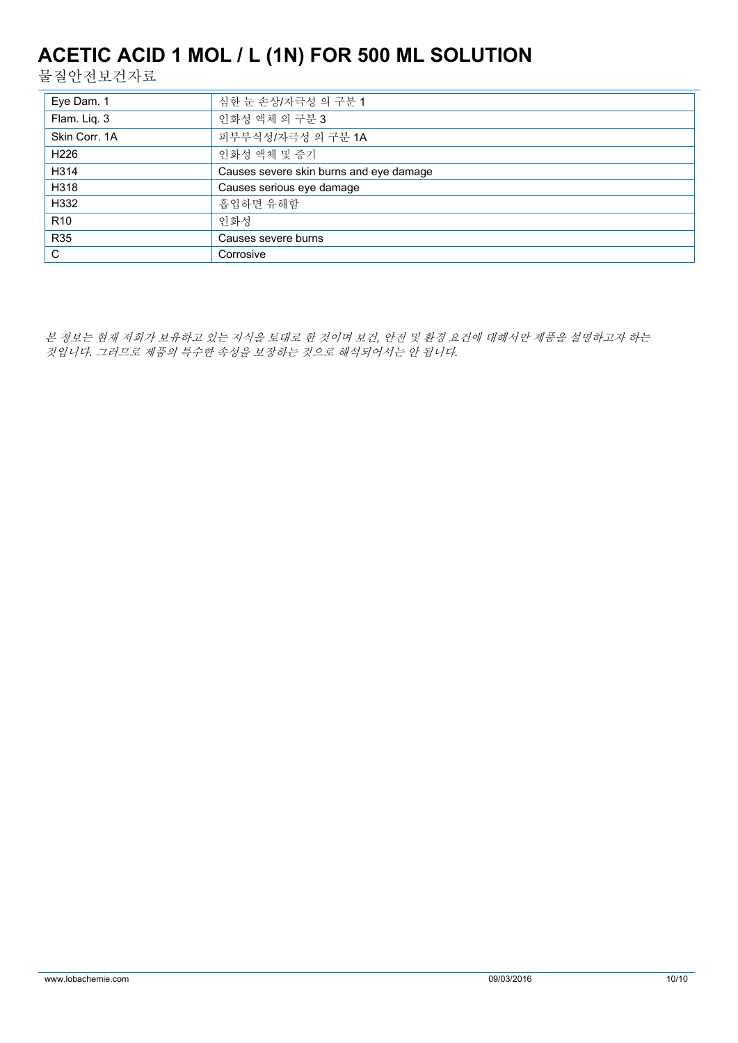| | |
|---|---|
| Eye Dam. 1 | 심한 눈 손상/자극성 의 구분 1 |
| Flam. Liq. 3 | 인화성 액체 의 구분 3 |
| Skin Corr. 1A | 피부부식성/자극성 의 구분 1A |
| H226 | 인화성 액체 및 증기 |
| H314 | Causes severe skin burns and eye damage |
| H318 | Causes serious eye damage |
| H332 | 흡입하면 유해함 |
| R10 | 인화성 |
| R35 | Causes severe burns |
| C | Corrosive |

*본 정보는 현재 저희가 보유하고 있는 지식을 토대로 한 것이며 보건, 안전 및 환경 요건에 대해서만 제품을 설명하고자 하는 것입니다. 그러므로 제품의 특수한 속성을 보장하는 것으로 해석되어서는 안 됩니다.*